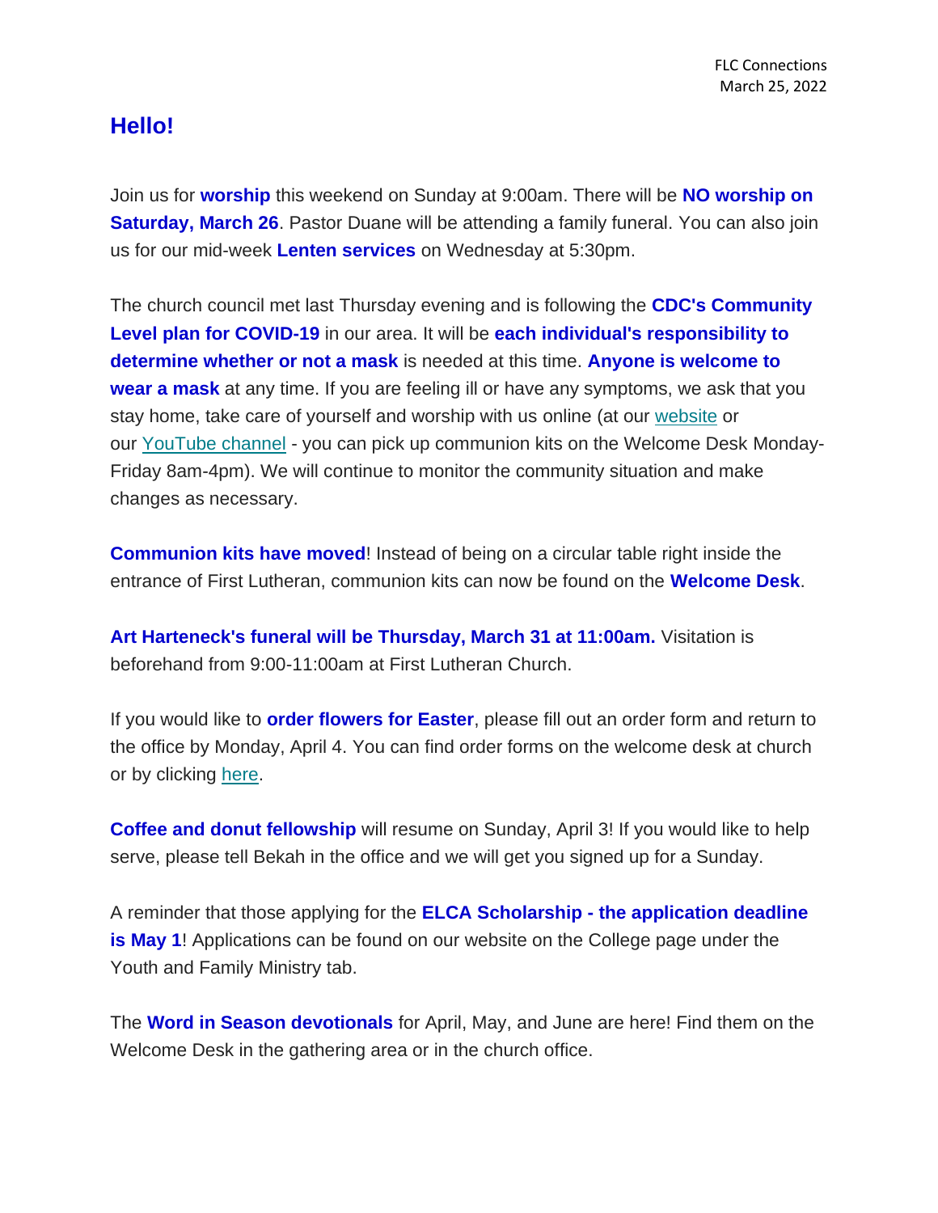FLC Connections
March 25, 2022

## Hello!

Join us for **worship** this weekend on Sunday at 9:00am. There will be **NO worship on Saturday, March 26**. Pastor Duane will be attending a family funeral. You can also join us for our mid-week **Lenten services** on Wednesday at 5:30pm.

The church council met last Thursday evening and is following the **CDC's Community Level plan for COVID-19** in our area. It will be **each individual's responsibility to determine whether or not a mask** is needed at this time. **Anyone is welcome to wear a mask** at any time. If you are feeling ill or have any symptoms, we ask that you stay home, take care of yourself and worship with us online (at our website or our YouTube channel - you can pick up communion kits on the Welcome Desk Monday-Friday 8am-4pm). We will continue to monitor the community situation and make changes as necessary.

**Communion kits have moved**! Instead of being on a circular table right inside the entrance of First Lutheran, communion kits can now be found on the **Welcome Desk**.

**Art Harteneck's funeral will be Thursday, March 31 at 11:00am.** Visitation is beforehand from 9:00-11:00am at First Lutheran Church.

If you would like to **order flowers for Easter**, please fill out an order form and return to the office by Monday, April 4. You can find order forms on the welcome desk at church or by clicking here.

**Coffee and donut fellowship** will resume on Sunday, April 3! If you would like to help serve, please tell Bekah in the office and we will get you signed up for a Sunday.

A reminder that those applying for the **ELCA Scholarship - the application deadline is May 1**! Applications can be found on our website on the College page under the Youth and Family Ministry tab.

The **Word in Season devotionals** for April, May, and June are here! Find them on the Welcome Desk in the gathering area or in the church office.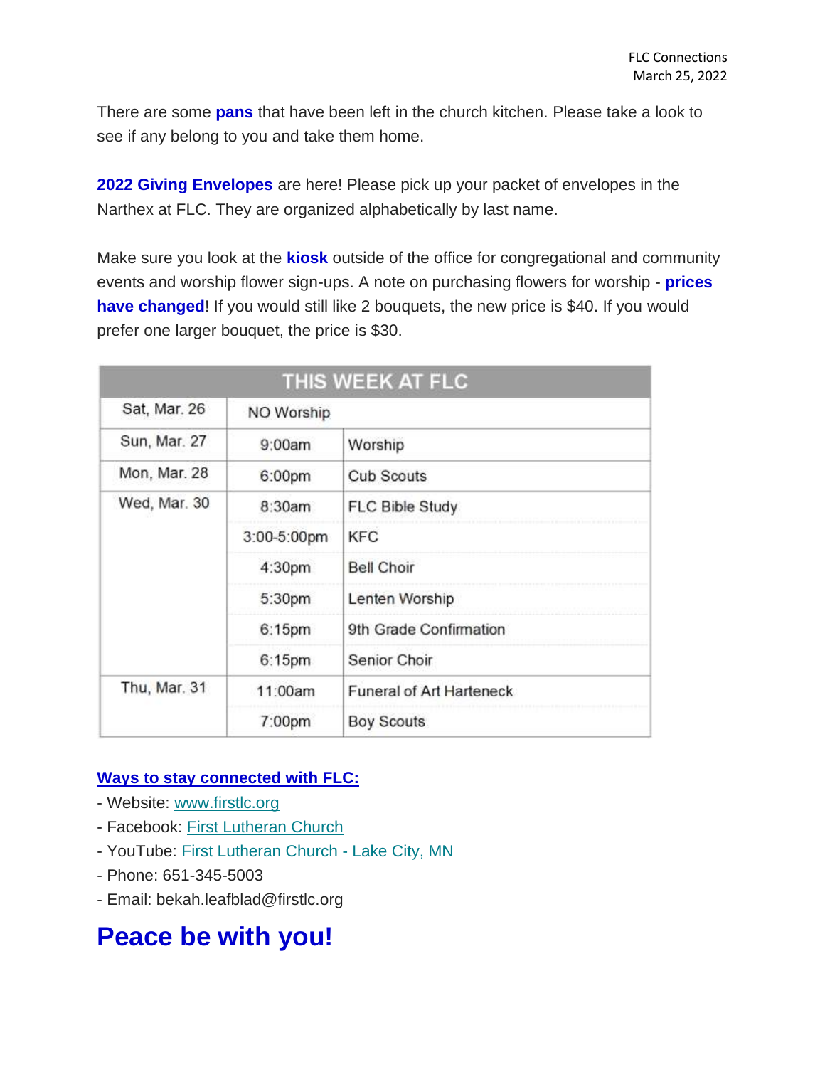There are some **pans** that have been left in the church kitchen. Please take a look to see if any belong to you and take them home.

**2022 Giving Envelopes** are here! Please pick up your packet of envelopes in the Narthex at FLC. They are organized alphabetically by last name.

Make sure you look at the **kiosk** outside of the office for congregational and community events and worship flower sign-ups. A note on purchasing flowers for worship - **prices have changed**! If you would still like 2 bouquets, the new price is $40. If you would prefer one larger bouquet, the price is $30.

| THIS WEEK AT FLC | | |
|---|---|---|
| Sat, Mar. 26 | NO Worship | |
| Sun, Mar. 27 | 9:00am | Worship |
| Mon, Mar. 28 | 6:00pm | Cub Scouts |
| Wed, Mar. 30 | 8:30am | FLC Bible Study |
| | 3:00-5:00pm | KFC |
| | 4:30pm | Bell Choir |
| | 5:30pm | Lenten Worship |
| | 6:15pm | 9th Grade Confirmation |
| | 6:15pm | Senior Choir |
| Thu, Mar. 31 | 11:00am | Funeral of Art Harteneck |
| | 7:00pm | Boy Scouts |

**Ways to stay connected with FLC:**

- Website: www.firstlc.org
- Facebook: First Lutheran Church
- YouTube: First Lutheran Church - Lake City, MN
- Phone: 651-345-5003
- Email: bekah.leafblad@firstlc.org

# Peace be with you!